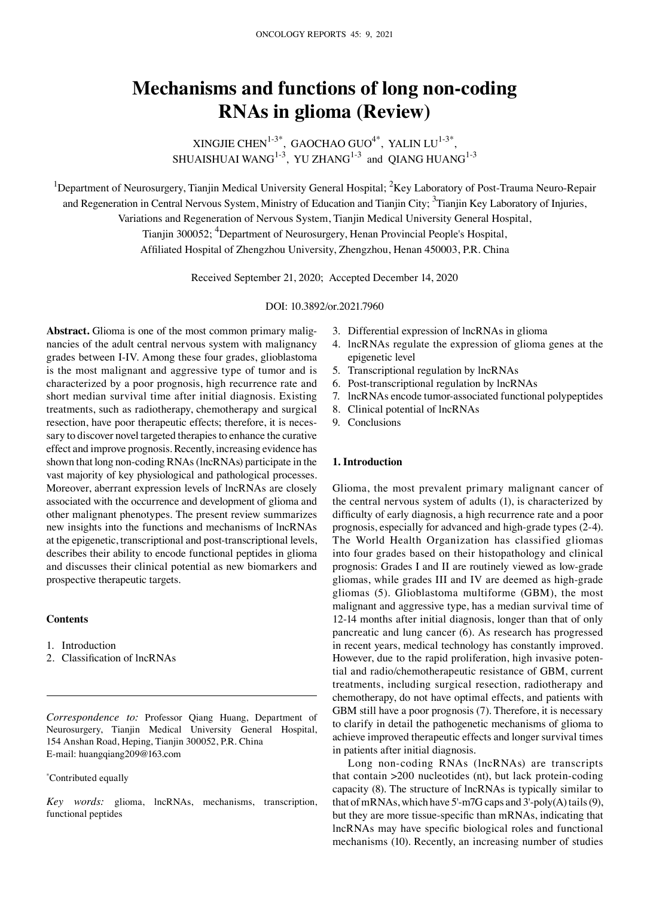# Mechanisms and functions of long non-coding RNAs in glioma (Review)

XINGJIE CHEN[1-3*], GAOCHAO GUO[4*], YALIN LU[1-3*], SHUAISHUAI WANG[1-3], YU ZHANG[1-3] and QIANG HUANG[1-3]

[1]Department of Neurosurgery, Tianjin Medical University General Hospital; [2]Key Laboratory of Post-Trauma Neuro-Repair and Regeneration in Central Nervous System, Ministry of Education and Tianjin City; [3]Tianjin Key Laboratory of Injuries, Variations and Regeneration of Nervous System, Tianjin Medical University General Hospital, Tianjin 300052; [4]Department of Neurosurgery, Henan Provincial People's Hospital, Affiliated Hospital of Zhengzhou University, Zhengzhou, Henan 450003, P.R. China

Received September 21, 2020; Accepted December 14, 2020

DOI: 10.3892/or.2021.7960

**Abstract.** Glioma is one of the most common primary malignancies of the adult central nervous system with malignancy grades between I-IV. Among these four grades, glioblastoma is the most malignant and aggressive type of tumor and is characterized by a poor prognosis, high recurrence rate and short median survival time after initial diagnosis. Existing treatments, such as radiotherapy, chemotherapy and surgical resection, have poor therapeutic effects; therefore, it is necessary to discover novel targeted therapies to enhance the curative effect and improve prognosis. Recently, increasing evidence has shown that long non-coding RNAs (lncRNAs) participate in the vast majority of key physiological and pathological processes. Moreover, aberrant expression levels of lncRNAs are closely associated with the occurrence and development of glioma and other malignant phenotypes. The present review summarizes new insights into the functions and mechanisms of lncRNAs at the epigenetic, transcriptional and post-transcriptional levels, describes their ability to encode functional peptides in glioma and discusses their clinical potential as new biomarkers and prospective therapeutic targets.

**Contents**

1. Introduction
2. Classification of lncRNAs
3. Differential expression of lncRNAs in glioma
4. lncRNAs regulate the expression of glioma genes at the epigenetic level
5. Transcriptional regulation by lncRNAs
6. Post-transcriptional regulation by lncRNAs
7. lncRNAs encode tumor-associated functional polypeptides
8. Clinical potential of lncRNAs
9. Conclusions

*Correspondence to:* Professor Qiang Huang, Department of Neurosurgery, Tianjin Medical University General Hospital, 154 Anshan Road, Heping, Tianjin 300052, P.R. China
E-mail: huangqiang209@163.com

[*]Contributed equally

*Key words:* glioma, lncRNAs, mechanisms, transcription, functional peptides

## 1. Introduction

Glioma, the most prevalent primary malignant cancer of the central nervous system of adults (1), is characterized by difficulty of early diagnosis, a high recurrence rate and a poor prognosis, especially for advanced and high-grade types (2-4). The World Health Organization has classified gliomas into four grades based on their histopathology and clinical prognosis: Grades I and II are routinely viewed as low-grade gliomas, while grades III and IV are deemed as high-grade gliomas (5). Glioblastoma multiforme (GBM), the most malignant and aggressive type, has a median survival time of 12-14 months after initial diagnosis, longer than that of only pancreatic and lung cancer (6). As research has progressed in recent years, medical technology has constantly improved. However, due to the rapid proliferation, high invasive potential and radio/chemotherapeutic resistance of GBM, current treatments, including surgical resection, radiotherapy and chemotherapy, do not have optimal effects, and patients with GBM still have a poor prognosis (7). Therefore, it is necessary to clarify in detail the pathogenetic mechanisms of glioma to achieve improved therapeutic effects and longer survival times in patients after initial diagnosis.

Long non-coding RNAs (lncRNAs) are transcripts that contain >200 nucleotides (nt), but lack protein-coding capacity (8). The structure of lncRNAs is typically similar to that of mRNAs, which have 5'-m7G caps and 3'-poly(A) tails (9), but they are more tissue-specific than mRNAs, indicating that lncRNAs may have specific biological roles and functional mechanisms (10). Recently, an increasing number of studies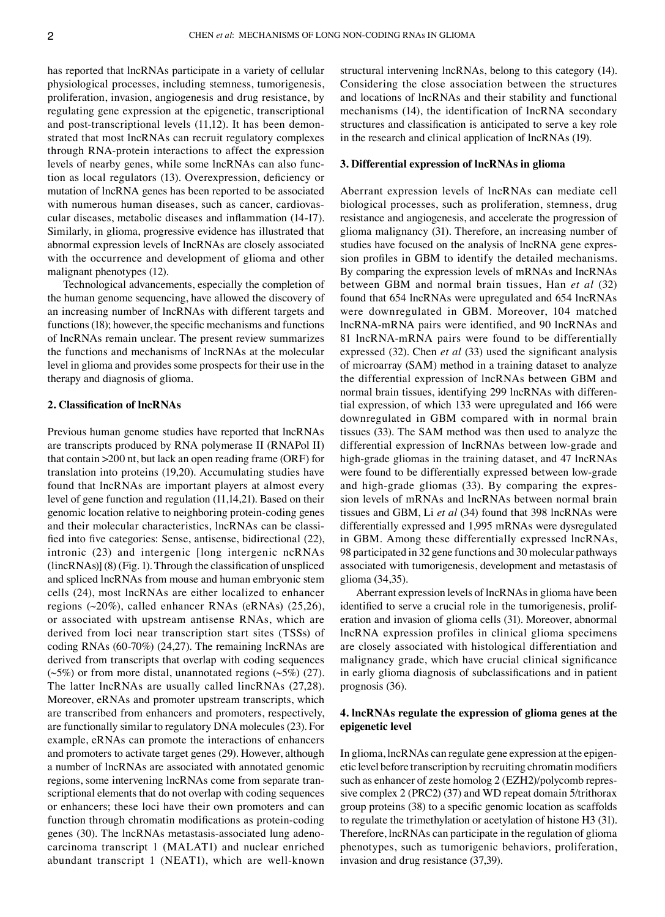has reported that lncRNAs participate in a variety of cellular physiological processes, including stemness, tumorigenesis, proliferation, invasion, angiogenesis and drug resistance, by regulating gene expression at the epigenetic, transcriptional and post-transcriptional levels (11,12). It has been demonstrated that most lncRNAs can recruit regulatory complexes through RNA-protein interactions to affect the expression levels of nearby genes, while some lncRNAs can also function as local regulators (13). Overexpression, deficiency or mutation of lncRNA genes has been reported to be associated with numerous human diseases, such as cancer, cardiovascular diseases, metabolic diseases and inflammation (14-17). Similarly, in glioma, progressive evidence has illustrated that abnormal expression levels of lncRNAs are closely associated with the occurrence and development of glioma and other malignant phenotypes (12).

Technological advancements, especially the completion of the human genome sequencing, have allowed the discovery of an increasing number of lncRNAs with different targets and functions (18); however, the specific mechanisms and functions of lncRNAs remain unclear. The present review summarizes the functions and mechanisms of lncRNAs at the molecular level in glioma and provides some prospects for their use in the therapy and diagnosis of glioma.

## 2. Classification of lncRNAs

Previous human genome studies have reported that lncRNAs are transcripts produced by RNA polymerase II (RNAPol II) that contain >200 nt, but lack an open reading frame (ORF) for translation into proteins (19,20). Accumulating studies have found that lncRNAs are important players at almost every level of gene function and regulation (11,14,21). Based on their genomic location relative to neighboring protein-coding genes and their molecular characteristics, lncRNAs can be classified into five categories: Sense, antisense, bidirectional (22), intronic (23) and intergenic [long intergenic ncRNAs (lincRNAs)] (8) (Fig. 1). Through the classification of unspliced and spliced lncRNAs from mouse and human embryonic stem cells (24), most lncRNAs are either localized to enhancer regions (~20%), called enhancer RNAs (eRNAs) (25,26), or associated with upstream antisense RNAs, which are derived from loci near transcription start sites (TSSs) of coding RNAs (60-70%) (24,27). The remaining lncRNAs are derived from transcripts that overlap with coding sequences (~5%) or from more distal, unannotated regions (~5%) (27). The latter lncRNAs are usually called lincRNAs (27,28). Moreover, eRNAs and promoter upstream transcripts, which are transcribed from enhancers and promoters, respectively, are functionally similar to regulatory DNA molecules (23). For example, eRNAs can promote the interactions of enhancers and promoters to activate target genes (29). However, although a number of lncRNAs are associated with annotated genomic regions, some intervening lncRNAs come from separate transcriptional elements that do not overlap with coding sequences or enhancers; these loci have their own promoters and can function through chromatin modifications as protein-coding genes (30). The lncRNAs metastasis-associated lung adenocarcinoma transcript 1 (MALAT1) and nuclear enriched abundant transcript 1 (NEAT1), which are well-known structural intervening lncRNAs, belong to this category (14). Considering the close association between the structures and locations of lncRNAs and their stability and functional mechanisms (14), the identification of lncRNA secondary structures and classification is anticipated to serve a key role in the research and clinical application of lncRNAs (19).

## 3. Differential expression of lncRNAs in glioma

Aberrant expression levels of lncRNAs can mediate cell biological processes, such as proliferation, stemness, drug resistance and angiogenesis, and accelerate the progression of glioma malignancy (31). Therefore, an increasing number of studies have focused on the analysis of lncRNA gene expression profiles in GBM to identify the detailed mechanisms. By comparing the expression levels of mRNAs and lncRNAs between GBM and normal brain tissues, Han *et al* (32) found that 654 lncRNAs were upregulated and 654 lncRNAs were downregulated in GBM. Moreover, 104 matched lncRNA-mRNA pairs were identified, and 90 lncRNAs and 81 lncRNA-mRNA pairs were found to be differentially expressed (32). Chen *et al* (33) used the significant analysis of microarray (SAM) method in a training dataset to analyze the differential expression of lncRNAs between GBM and normal brain tissues, identifying 299 lncRNAs with differential expression, of which 133 were upregulated and 166 were downregulated in GBM compared with in normal brain tissues (33). The SAM method was then used to analyze the differential expression of lncRNAs between low-grade and high-grade gliomas in the training dataset, and 47 lncRNAs were found to be differentially expressed between low-grade and high-grade gliomas (33). By comparing the expression levels of mRNAs and lncRNAs between normal brain tissues and GBM, Li *et al* (34) found that 398 lncRNAs were differentially expressed and 1,995 mRNAs were dysregulated in GBM. Among these differentially expressed lncRNAs, 98 participated in 32 gene functions and 30 molecular pathways associated with tumorigenesis, development and metastasis of glioma (34,35).

Aberrant expression levels of lncRNAs in glioma have been identified to serve a crucial role in the tumorigenesis, proliferation and invasion of glioma cells (31). Moreover, abnormal lncRNA expression profiles in clinical glioma specimens are closely associated with histological differentiation and malignancy grade, which have crucial clinical significance in early glioma diagnosis of subclassifications and in patient prognosis (36).

## 4. lncRNAs regulate the expression of glioma genes at the epigenetic level

In glioma, lncRNAs can regulate gene expression at the epigenetic level before transcription by recruiting chromatin modifiers such as enhancer of zeste homolog 2 (EZH2)/polycomb repressive complex 2 (PRC2) (37) and WD repeat domain 5/trithorax group proteins (38) to a specific genomic location as scaffolds to regulate the trimethylation or acetylation of histone H3 (31). Therefore, lncRNAs can participate in the regulation of glioma phenotypes, such as tumorigenic behaviors, proliferation, invasion and drug resistance (37,39).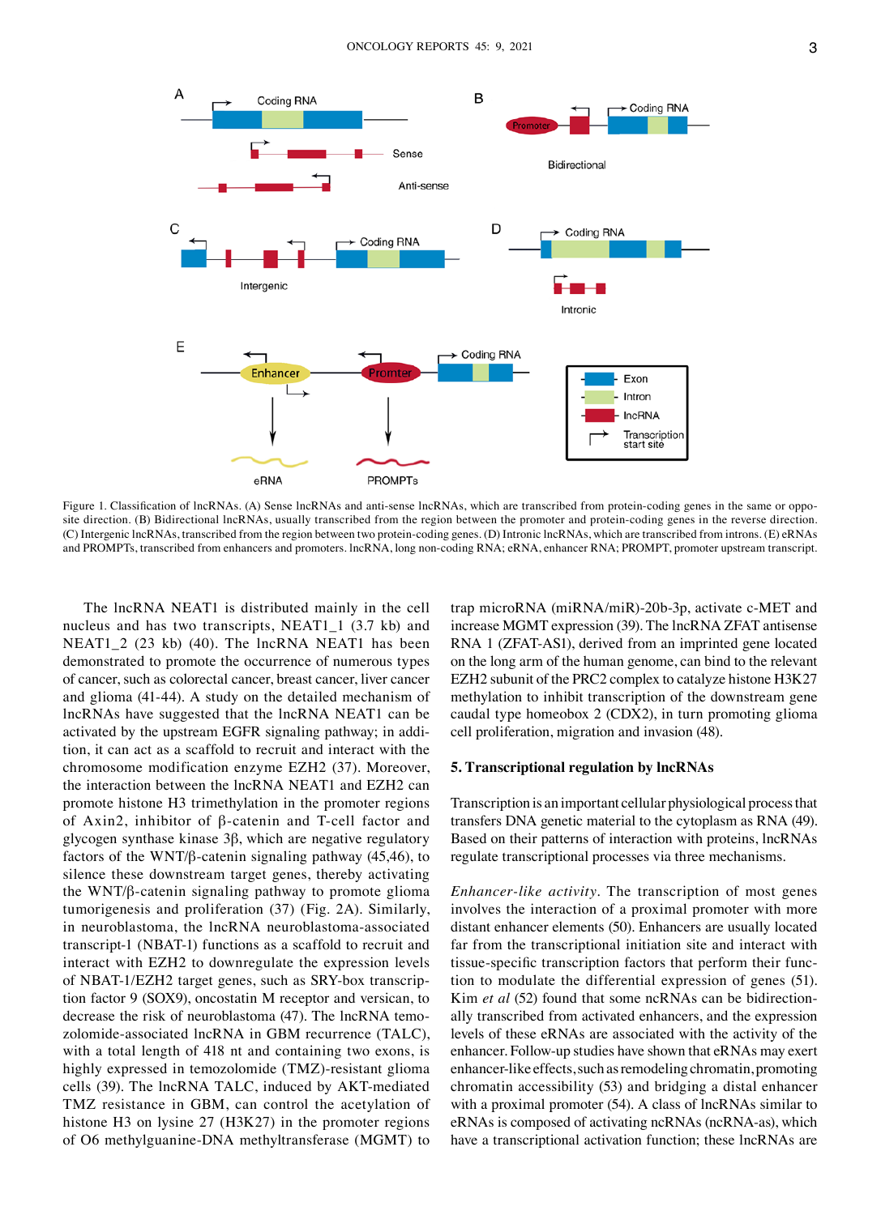Figure 1. Classification of lncRNAs. (A) Sense lncRNAs and anti-sense lncRNAs, which are transcribed from protein-coding genes in the same or opposite direction. (B) Bidirectional lncRNAs, usually transcribed from the region between the promoter and protein-coding genes in the reverse direction. (C) Intergenic lncRNAs, transcribed from the region between two protein-coding genes. (D) Intronic lncRNAs, which are transcribed from introns. (E) eRNAs and PROMPTs, transcribed from enhancers and promoters. lncRNA, long non-coding RNA; eRNA, enhancer RNA; PROMPT, promoter upstream transcript.

The lncRNA NEAT1 is distributed mainly in the cell nucleus and has two transcripts, NEAT1_1 (3.7 kb) and NEAT1_2 (23 kb) (40). The lncRNA NEAT1 has been demonstrated to promote the occurrence of numerous types of cancer, such as colorectal cancer, breast cancer, liver cancer and glioma (41-44). A study on the detailed mechanism of lncRNAs have suggested that the lncRNA NEAT1 can be activated by the upstream EGFR signaling pathway; in addition, it can act as a scaffold to recruit and interact with the chromosome modification enzyme EZH2 (37). Moreover, the interaction between the lncRNA NEAT1 and EZH2 can promote histone H3 trimethylation in the promoter regions of Axin2, inhibitor of β-catenin and T-cell factor and glycogen synthase kinase 3β, which are negative regulatory factors of the WNT/β-catenin signaling pathway (45,46), to silence these downstream target genes, thereby activating the WNT/β-catenin signaling pathway to promote glioma tumorigenesis and proliferation (37) (Fig. 2A). Similarly, in neuroblastoma, the lncRNA neuroblastoma-associated transcript-1 (NBAT-1) functions as a scaffold to recruit and interact with EZH2 to downregulate the expression levels of NBAT-1/EZH2 target genes, such as SRY-box transcription factor 9 (SOX9), oncostatin M receptor and versican, to decrease the risk of neuroblastoma (47). The lncRNA temozolomide-associated lncRNA in GBM recurrence (TALC), with a total length of 418 nt and containing two exons, is highly expressed in temozolomide (TMZ)-resistant glioma cells (39). The lncRNA TALC, induced by AKT-mediated TMZ resistance in GBM, can control the acetylation of histone H3 on lysine 27 (H3K27) in the promoter regions of O6 methylguanine-DNA methyltransferase (MGMT) to trap microRNA (miRNA/miR)-20b-3p, activate c-MET and increase MGMT expression (39). The lncRNA ZFAT antisense RNA 1 (ZFAT-AS1), derived from an imprinted gene located on the long arm of the human genome, can bind to the relevant EZH2 subunit of the PRC2 complex to catalyze histone H3K27 methylation to inhibit transcription of the downstream gene caudal type homeobox 2 (CDX2), in turn promoting glioma cell proliferation, migration and invasion (48).

## 5. Transcriptional regulation by lncRNAs

Transcription is an important cellular physiological process that transfers DNA genetic material to the cytoplasm as RNA (49). Based on their patterns of interaction with proteins, lncRNAs regulate transcriptional processes via three mechanisms.

*Enhancer-like activity*. The transcription of most genes involves the interaction of a proximal promoter with more distant enhancer elements (50). Enhancers are usually located far from the transcriptional initiation site and interact with tissue-specific transcription factors that perform their function to modulate the differential expression of genes (51). Kim *et al* (52) found that some ncRNAs can be bidirectionally transcribed from activated enhancers, and the expression levels of these eRNAs are associated with the activity of the enhancer. Follow-up studies have shown that eRNAs may exert enhancer-like effects, such as remodeling chromatin, promoting chromatin accessibility (53) and bridging a distal enhancer with a proximal promoter (54). A class of lncRNAs similar to eRNAs is composed of activating ncRNAs (ncRNA-as), which have a transcriptional activation function; these lncRNAs are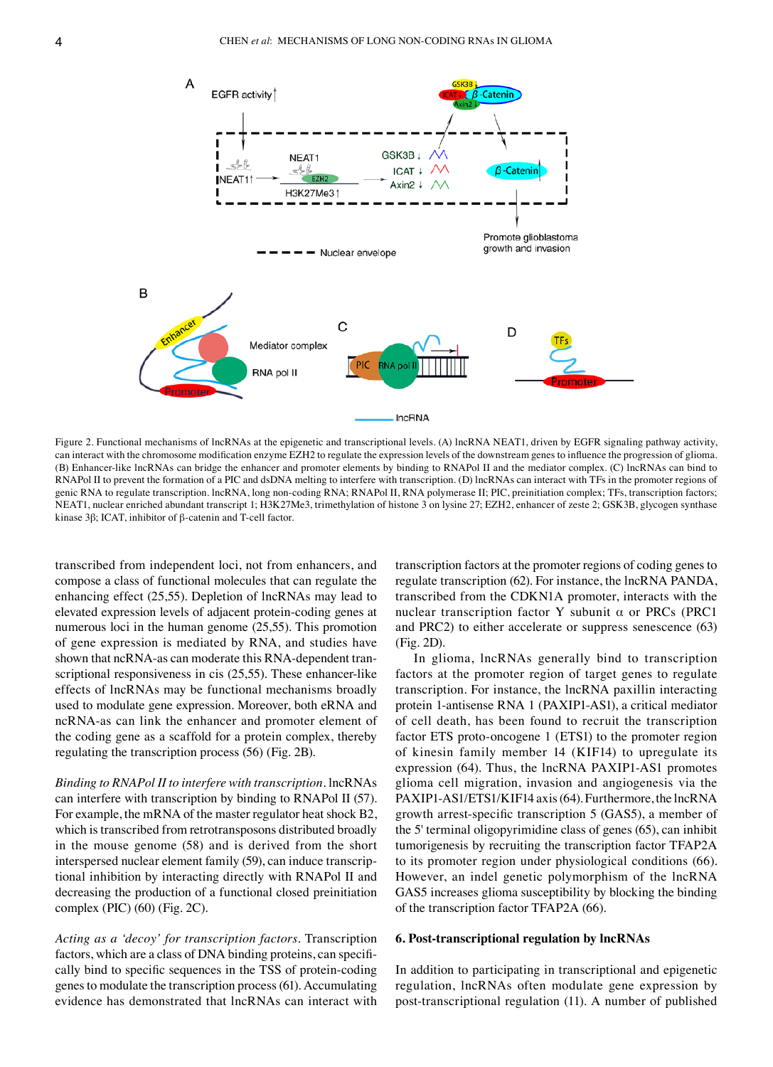Figure 2. Functional mechanisms of lncRNAs at the epigenetic and transcriptional levels. (A) lncRNA NEAT1, driven by EGFR signaling pathway activity, can interact with the chromosome modification enzyme EZH2 to regulate the expression levels of the downstream genes to influence the progression of glioma. (B) Enhancer-like lncRNAs can bridge the enhancer and promoter elements by binding to RNAPol II and the mediator complex. (C) lncRNAs can bind to RNAPol II to prevent the formation of a PIC and dsDNA melting to interfere with transcription. (D) lncRNAs can interact with TFs in the promoter regions of genic RNA to regulate transcription. lncRNA, long non-coding RNA; RNAPol II, RNA polymerase II; PIC, preinitiation complex; TFs, transcription factors; NEAT1, nuclear enriched abundant transcript 1; H3K27Me3, trimethylation of histone 3 on lysine 27; EZH2, enhancer of zeste 2; GSK3B, glycogen synthase kinase 3β; ICAT, inhibitor of β-catenin and T-cell factor.

transcribed from independent loci, not from enhancers, and compose a class of functional molecules that can regulate the enhancing effect (25,55). Depletion of lncRNAs may lead to elevated expression levels of adjacent protein-coding genes at numerous loci in the human genome (25,55). This promotion of gene expression is mediated by RNA, and studies have shown that ncRNA-as can moderate this RNA-dependent transcriptional responsiveness in cis (25,55). These enhancer-like effects of lncRNAs may be functional mechanisms broadly used to modulate gene expression. Moreover, both eRNA and ncRNA-as can link the enhancer and promoter element of the coding gene as a scaffold for a protein complex, thereby regulating the transcription process (56) (Fig. 2B).

*Binding to RNAPol II to interfere with transcription*. lncRNAs can interfere with transcription by binding to RNAPol II (57). For example, the mRNA of the master regulator heat shock B2, which is transcribed from retrotransposons distributed broadly in the mouse genome (58) and is derived from the short interspersed nuclear element family (59), can induce transcriptional inhibition by interacting directly with RNAPol II and decreasing the production of a functional closed preinitiation complex (PIC) (60) (Fig. 2C).

*Acting as a 'decoy' for transcription factors*. Transcription factors, which are a class of DNA binding proteins, can specifically bind to specific sequences in the TSS of protein-coding genes to modulate the transcription process (61). Accumulating evidence has demonstrated that lncRNAs can interact with transcription factors at the promoter regions of coding genes to regulate transcription (62). For instance, the lncRNA PANDA, transcribed from the CDKN1A promoter, interacts with the nuclear transcription factor Y subunit α or PRCs (PRC1 and PRC2) to either accelerate or suppress senescence (63) (Fig. 2D).

In glioma, lncRNAs generally bind to transcription factors at the promoter region of target genes to regulate transcription. For instance, the lncRNA paxillin interacting protein 1-antisense RNA 1 (PAXIP1-AS1), a critical mediator of cell death, has been found to recruit the transcription factor ETS proto-oncogene 1 (ETS1) to the promoter region of kinesin family member 14 (KIF14) to upregulate its expression (64). Thus, the lncRNA PAXIP1-AS1 promotes glioma cell migration, invasion and angiogenesis via the PAXIP1-AS1/ETS1/KIF14 axis (64). Furthermore, the lncRNA growth arrest-specific transcription 5 (GAS5), a member of the 5' terminal oligopyrimidine class of genes (65), can inhibit tumorigenesis by recruiting the transcription factor TFAP2A to its promoter region under physiological conditions (66). However, an indel genetic polymorphism of the lncRNA GAS5 increases glioma susceptibility by blocking the binding of the transcription factor TFAP2A (66).

## 6. Post-transcriptional regulation by lncRNAs

In addition to participating in transcriptional and epigenetic regulation, lncRNAs often modulate gene expression by post-transcriptional regulation (11). A number of published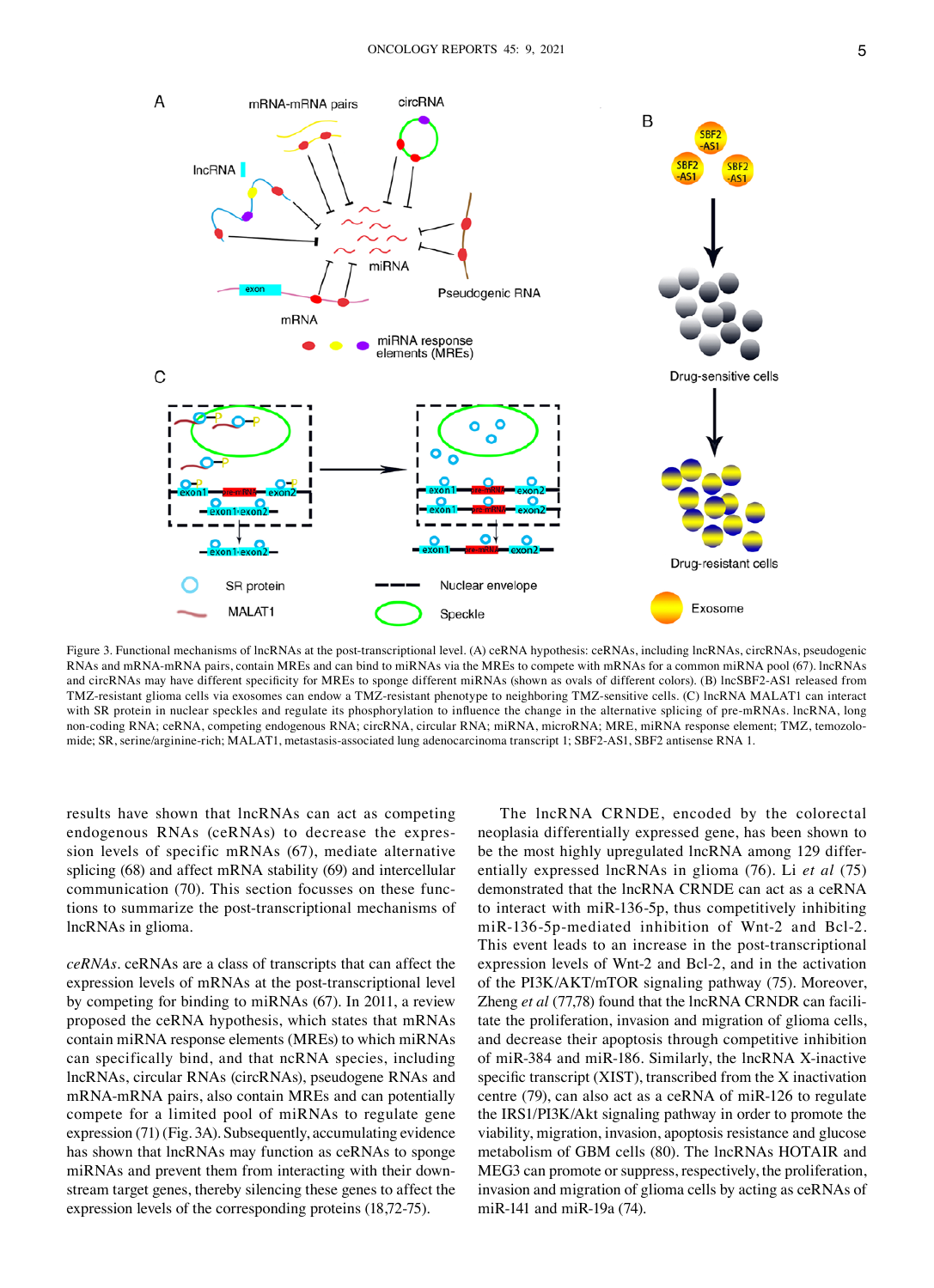Figure 3. Functional mechanisms of lncRNAs at the post-transcriptional level. (A) ceRNA hypothesis: ceRNAs, including lncRNAs, circRNAs, pseudogenic RNAs and mRNA-mRNA pairs, contain MREs and can bind to miRNAs via the MREs to compete with mRNAs for a common miRNA pool (67). lncRNAs and circRNAs may have different specificity for MREs to sponge different miRNAs (shown as ovals of different colors). (B) lncSBF2-AS1 released from TMZ-resistant glioma cells via exosomes can endow a TMZ-resistant phenotype to neighboring TMZ-sensitive cells. (C) lncRNA MALAT1 can interact with SR protein in nuclear speckles and regulate its phosphorylation to influence the change in the alternative splicing of pre-mRNAs. lncRNA, long non-coding RNA; ceRNA, competing endogenous RNA; circRNA, circular RNA; miRNA, microRNA; MRE, miRNA response element; TMZ, temozolomide; SR, serine/arginine-rich; MALAT1, metastasis-associated lung adenocarcinoma transcript 1; SBF2-AS1, SBF2 antisense RNA 1.

results have shown that lncRNAs can act as competing endogenous RNAs (ceRNAs) to decrease the expression levels of specific mRNAs (67), mediate alternative splicing (68) and affect mRNA stability (69) and intercellular communication (70). This section focusses on these functions to summarize the post-transcriptional mechanisms of lncRNAs in glioma.

*ceRNAs.* ceRNAs are a class of transcripts that can affect the expression levels of mRNAs at the post-transcriptional level by competing for binding to miRNAs (67). In 2011, a review proposed the ceRNA hypothesis, which states that mRNAs contain miRNA response elements (MREs) to which miRNAs can specifically bind, and that ncRNA species, including lncRNAs, circular RNAs (circRNAs), pseudogene RNAs and mRNA-mRNA pairs, also contain MREs and can potentially compete for a limited pool of miRNAs to regulate gene expression (71) (Fig. 3A). Subsequently, accumulating evidence has shown that lncRNAs may function as ceRNAs to sponge miRNAs and prevent them from interacting with their downstream target genes, thereby silencing these genes to affect the expression levels of the corresponding proteins (18,72-75).

The lncRNA CRNDE, encoded by the colorectal neoplasia differentially expressed gene, has been shown to be the most highly upregulated lncRNA among 129 differentially expressed lncRNAs in glioma (76). Li *et al* (75) demonstrated that the lncRNA CRNDE can act as a ceRNA to interact with miR-136-5p, thus competitively inhibiting miR-136-5p-mediated inhibition of Wnt-2 and Bcl-2. This event leads to an increase in the post-transcriptional expression levels of Wnt-2 and Bcl-2, and in the activation of the PI3K/AKT/mTOR signaling pathway (75). Moreover, Zheng *et al* (77,78) found that the lncRNA CRNDR can facilitate the proliferation, invasion and migration of glioma cells, and decrease their apoptosis through competitive inhibition of miR-384 and miR-186. Similarly, the lncRNA X-inactive specific transcript (XIST), transcribed from the X inactivation centre (79), can also act as a ceRNA of miR-126 to regulate the IRS1/PI3K/Akt signaling pathway in order to promote the viability, migration, invasion, apoptosis resistance and glucose metabolism of GBM cells (80). The lncRNAs HOTAIR and MEG3 can promote or suppress, respectively, the proliferation, invasion and migration of glioma cells by acting as ceRNAs of miR-141 and miR-19a (74).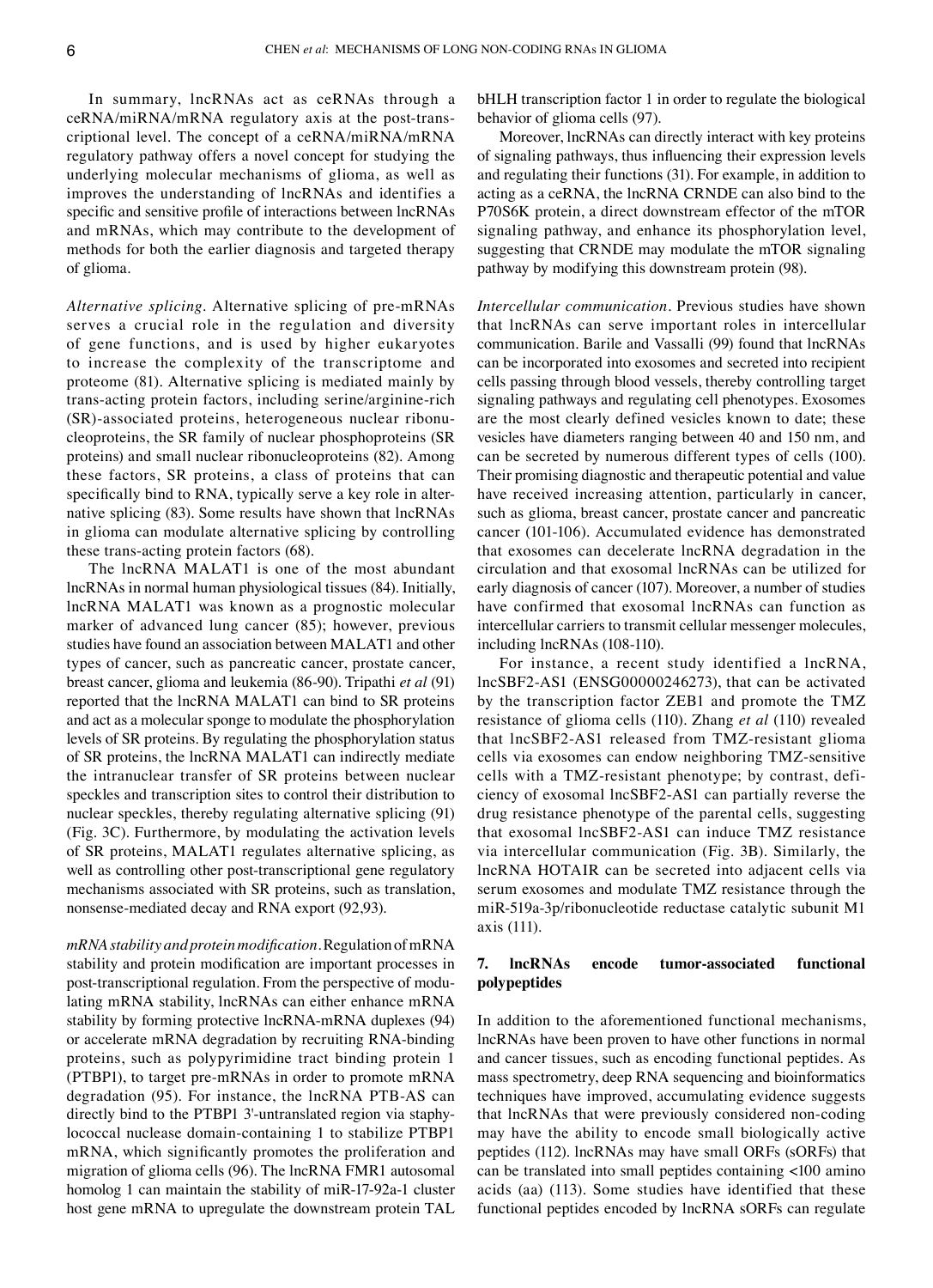In summary, lncRNAs act as ceRNAs through a ceRNA/miRNA/mRNA regulatory axis at the post-transcriptional level. The concept of a ceRNA/miRNA/mRNA regulatory pathway offers a novel concept for studying the underlying molecular mechanisms of glioma, as well as improves the understanding of lncRNAs and identifies a specific and sensitive profile of interactions between lncRNAs and mRNAs, which may contribute to the development of methods for both the earlier diagnosis and targeted therapy of glioma.

*Alternative splicing*. Alternative splicing of pre-mRNAs serves a crucial role in the regulation and diversity of gene functions, and is used by higher eukaryotes to increase the complexity of the transcriptome and proteome (81). Alternative splicing is mediated mainly by trans-acting protein factors, including serine/arginine-rich (SR)-associated proteins, heterogeneous nuclear ribonucleoproteins, the SR family of nuclear phosphoproteins (SR proteins) and small nuclear ribonucleoproteins (82). Among these factors, SR proteins, a class of proteins that can specifically bind to RNA, typically serve a key role in alternative splicing (83). Some results have shown that lncRNAs in glioma can modulate alternative splicing by controlling these trans-acting protein factors (68).

The lncRNA MALAT1 is one of the most abundant lncRNAs in normal human physiological tissues (84). Initially, lncRNA MALAT1 was known as a prognostic molecular marker of advanced lung cancer (85); however, previous studies have found an association between MALAT1 and other types of cancer, such as pancreatic cancer, prostate cancer, breast cancer, glioma and leukemia (86-90). Tripathi *et al* (91) reported that the lncRNA MALAT1 can bind to SR proteins and act as a molecular sponge to modulate the phosphorylation levels of SR proteins. By regulating the phosphorylation status of SR proteins, the lncRNA MALAT1 can indirectly mediate the intranuclear transfer of SR proteins between nuclear speckles and transcription sites to control their distribution to nuclear speckles, thereby regulating alternative splicing (91) (Fig. 3C). Furthermore, by modulating the activation levels of SR proteins, MALAT1 regulates alternative splicing, as well as controlling other post-transcriptional gene regulatory mechanisms associated with SR proteins, such as translation, nonsense-mediated decay and RNA export (92,93).

*mRNA stability and protein modification*. Regulation of mRNA stability and protein modification are important processes in post-transcriptional regulation. From the perspective of modulating mRNA stability, lncRNAs can either enhance mRNA stability by forming protective lncRNA-mRNA duplexes (94) or accelerate mRNA degradation by recruiting RNA-binding proteins, such as polypyrimidine tract binding protein 1 (PTBP1), to target pre-mRNAs in order to promote mRNA degradation (95). For instance, the lncRNA PTB-AS can directly bind to the PTBP1 3'-untranslated region via staphylococcal nuclease domain-containing 1 to stabilize PTBP1 mRNA, which significantly promotes the proliferation and migration of glioma cells (96). The lncRNA FMR1 autosomal homolog 1 can maintain the stability of miR-17-92a-1 cluster host gene mRNA to upregulate the downstream protein TAL bHLH transcription factor 1 in order to regulate the biological behavior of glioma cells (97).

Moreover, lncRNAs can directly interact with key proteins of signaling pathways, thus influencing their expression levels and regulating their functions (31). For example, in addition to acting as a ceRNA, the lncRNA CRNDE can also bind to the P70S6K protein, a direct downstream effector of the mTOR signaling pathway, and enhance its phosphorylation level, suggesting that CRNDE may modulate the mTOR signaling pathway by modifying this downstream protein (98).

*Intercellular communication*. Previous studies have shown that lncRNAs can serve important roles in intercellular communication. Barile and Vassalli (99) found that lncRNAs can be incorporated into exosomes and secreted into recipient cells passing through blood vessels, thereby controlling target signaling pathways and regulating cell phenotypes. Exosomes are the most clearly defined vesicles known to date; these vesicles have diameters ranging between 40 and 150 nm, and can be secreted by numerous different types of cells (100). Their promising diagnostic and therapeutic potential and value have received increasing attention, particularly in cancer, such as glioma, breast cancer, prostate cancer and pancreatic cancer (101-106). Accumulated evidence has demonstrated that exosomes can decelerate lncRNA degradation in the circulation and that exosomal lncRNAs can be utilized for early diagnosis of cancer (107). Moreover, a number of studies have confirmed that exosomal lncRNAs can function as intercellular carriers to transmit cellular messenger molecules, including lncRNAs (108-110).

For instance, a recent study identified a lncRNA, lncSBF2-AS1 (ENSG00000246273), that can be activated by the transcription factor ZEB1 and promote the TMZ resistance of glioma cells (110). Zhang *et al* (110) revealed that lncSBF2-AS1 released from TMZ-resistant glioma cells via exosomes can endow neighboring TMZ-sensitive cells with a TMZ-resistant phenotype; by contrast, deficiency of exosomal lncSBF2-AS1 can partially reverse the drug resistance phenotype of the parental cells, suggesting that exosomal lncSBF2-AS1 can induce TMZ resistance via intercellular communication (Fig. 3B). Similarly, the lncRNA HOTAIR can be secreted into adjacent cells via serum exosomes and modulate TMZ resistance through the miR-519a-3p/ribonucleotide reductase catalytic subunit M1 axis (111).

## 7. lncRNAs encode tumor-associated functional polypeptides

In addition to the aforementioned functional mechanisms, lncRNAs have been proven to have other functions in normal and cancer tissues, such as encoding functional peptides. As mass spectrometry, deep RNA sequencing and bioinformatics techniques have improved, accumulating evidence suggests that lncRNAs that were previously considered non-coding may have the ability to encode small biologically active peptides (112). lncRNAs may have small ORFs (sORFs) that can be translated into small peptides containing <100 amino acids (aa) (113). Some studies have identified that these functional peptides encoded by lncRNA sORFs can regulate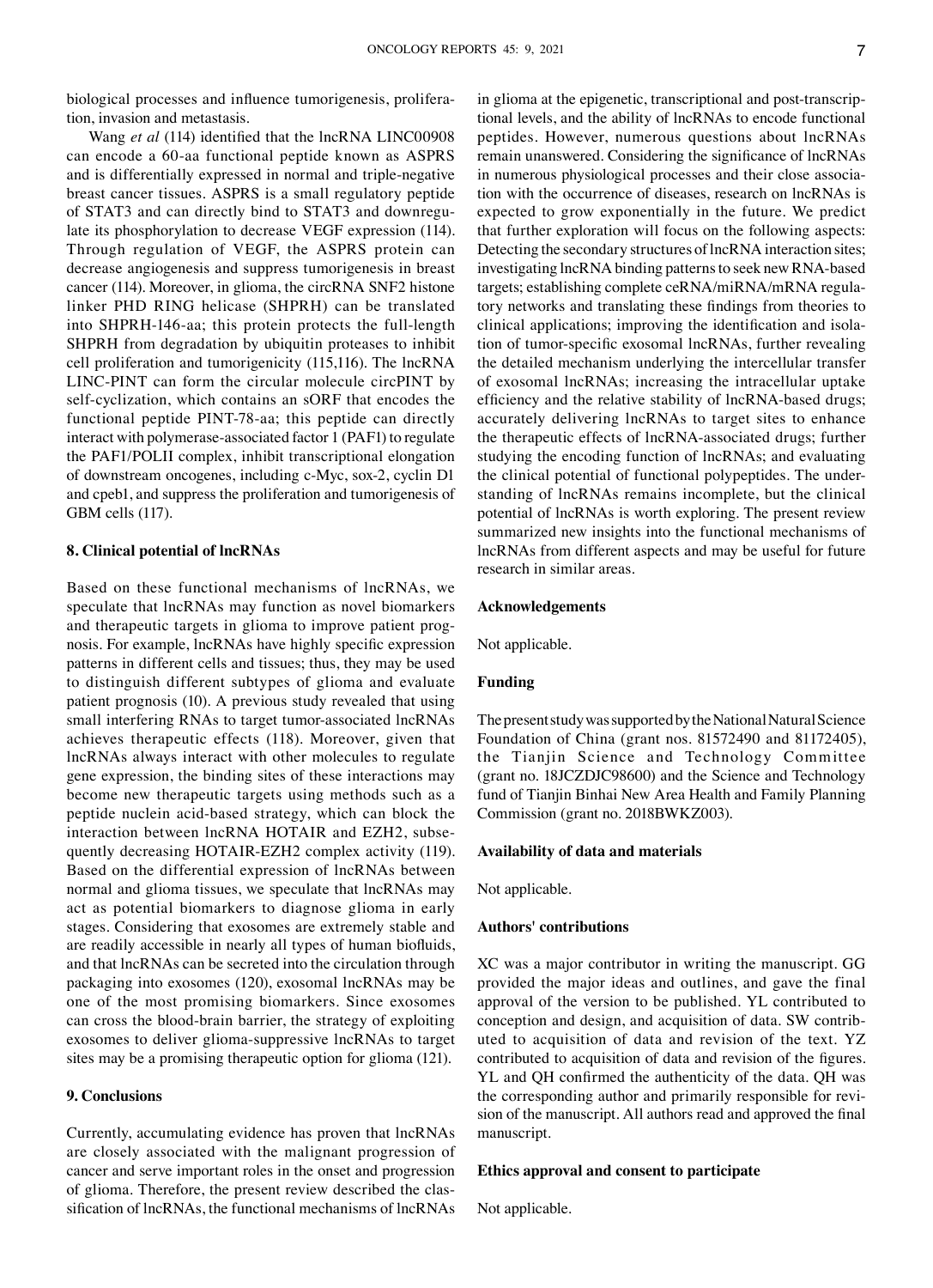biological processes and influence tumorigenesis, proliferation, invasion and metastasis.

Wang *et al* (114) identified that the lncRNA LINC00908 can encode a 60-aa functional peptide known as ASPRS and is differentially expressed in normal and triple-negative breast cancer tissues. ASPRS is a small regulatory peptide of STAT3 and can directly bind to STAT3 and downregulate its phosphorylation to decrease VEGF expression (114). Through regulation of VEGF, the ASPRS protein can decrease angiogenesis and suppress tumorigenesis in breast cancer (114). Moreover, in glioma, the circRNA SNF2 histone linker PHD RING helicase (SHPRH) can be translated into SHPRH-146-aa; this protein protects the full-length SHPRH from degradation by ubiquitin proteases to inhibit cell proliferation and tumorigenicity (115,116). The lncRNA LINC-PINT can form the circular molecule circPINT by self-cyclization, which contains an sORF that encodes the functional peptide PINT-78-aa; this peptide can directly interact with polymerase-associated factor 1 (PAF1) to regulate the PAF1/POLII complex, inhibit transcriptional elongation of downstream oncogenes, including c-Myc, sox-2, cyclin D1 and cpeb1, and suppress the proliferation and tumorigenesis of GBM cells (117).

## 8. Clinical potential of lncRNAs

Based on these functional mechanisms of lncRNAs, we speculate that lncRNAs may function as novel biomarkers and therapeutic targets in glioma to improve patient prognosis. For example, lncRNAs have highly specific expression patterns in different cells and tissues; thus, they may be used to distinguish different subtypes of glioma and evaluate patient prognosis (10). A previous study revealed that using small interfering RNAs to target tumor-associated lncRNAs achieves therapeutic effects (118). Moreover, given that lncRNAs always interact with other molecules to regulate gene expression, the binding sites of these interactions may become new therapeutic targets using methods such as a peptide nuclein acid-based strategy, which can block the interaction between lncRNA HOTAIR and EZH2, subsequently decreasing HOTAIR-EZH2 complex activity (119). Based on the differential expression of lncRNAs between normal and glioma tissues, we speculate that lncRNAs may act as potential biomarkers to diagnose glioma in early stages. Considering that exosomes are extremely stable and are readily accessible in nearly all types of human biofluids, and that lncRNAs can be secreted into the circulation through packaging into exosomes (120), exosomal lncRNAs may be one of the most promising biomarkers. Since exosomes can cross the blood-brain barrier, the strategy of exploiting exosomes to deliver glioma-suppressive lncRNAs to target sites may be a promising therapeutic option for glioma (121).

## 9. Conclusions

Currently, accumulating evidence has proven that lncRNAs are closely associated with the malignant progression of cancer and serve important roles in the onset and progression of glioma. Therefore, the present review described the classification of lncRNAs, the functional mechanisms of lncRNAs in glioma at the epigenetic, transcriptional and post-transcriptional levels, and the ability of lncRNAs to encode functional peptides. However, numerous questions about lncRNAs remain unanswered. Considering the significance of lncRNAs in numerous physiological processes and their close association with the occurrence of diseases, research on lncRNAs is expected to grow exponentially in the future. We predict that further exploration will focus on the following aspects: Detecting the secondary structures of lncRNA interaction sites; investigating lncRNA binding patterns to seek new RNA-based targets; establishing complete ceRNA/miRNA/mRNA regulatory networks and translating these findings from theories to clinical applications; improving the identification and isolation of tumor-specific exosomal lncRNAs, further revealing the detailed mechanism underlying the intercellular transfer of exosomal lncRNAs; increasing the intracellular uptake efficiency and the relative stability of lncRNA-based drugs; accurately delivering lncRNAs to target sites to enhance the therapeutic effects of lncRNA-associated drugs; further studying the encoding function of lncRNAs; and evaluating the clinical potential of functional polypeptides. The understanding of lncRNAs remains incomplete, but the clinical potential of lncRNAs is worth exploring. The present review summarized new insights into the functional mechanisms of lncRNAs from different aspects and may be useful for future research in similar areas.

### Acknowledgements

Not applicable.

### Funding

The present study was supported by the National Natural Science Foundation of China (grant nos. 81572490 and 81172405), the Tianjin Science and Technology Committee (grant no. 18JCZDJC98600) and the Science and Technology fund of Tianjin Binhai New Area Health and Family Planning Commission (grant no. 2018BWKZ003).

### Availability of data and materials

Not applicable.

### Authors' contributions

XC was a major contributor in writing the manuscript. GG provided the major ideas and outlines, and gave the final approval of the version to be published. YL contributed to conception and design, and acquisition of data. SW contributed to acquisition of data and revision of the text. YZ contributed to acquisition of data and revision of the figures. YL and QH confirmed the authenticity of the data. QH was the corresponding author and primarily responsible for revision of the manuscript. All authors read and approved the final manuscript.

### Ethics approval and consent to participate

Not applicable.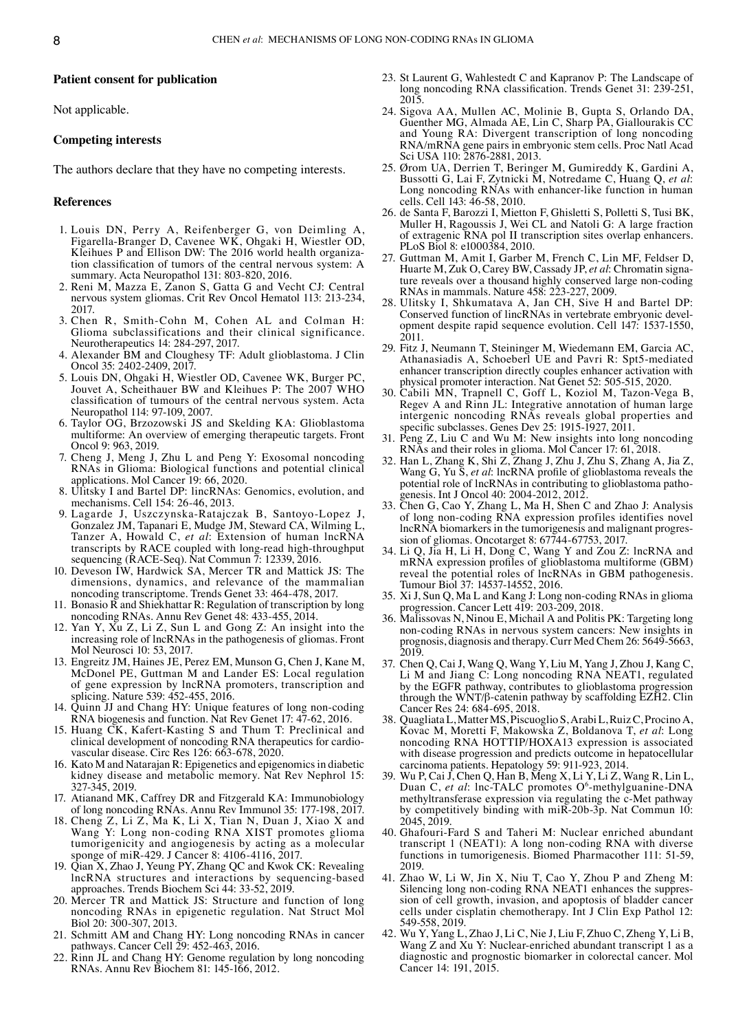### Patient consent for publication

Not applicable.

### Competing interests

The authors declare that they have no competing interests.

### References

1. Louis DN, Perry A, Reifenberger G, von Deimling A, Figarella-Branger D, Cavenee WK, Ohgaki H, Wiestler OD, Kleihues P and Ellison DW: The 2016 world health organization classification of tumors of the central nervous system: A summary. Acta Neuropathol 131: 803-820, 2016.
2. Reni M, Mazza E, Zanon S, Gatta G and Vecht CJ: Central nervous system gliomas. Crit Rev Oncol Hematol 113: 213-234, 2017.
3. Chen R, Smith-Cohn M, Cohen AL and Colman H: Glioma subclassifications and their clinical significance. Neurotherapeutics 14: 284-297, 2017.
4. Alexander BM and Cloughesy TF: Adult glioblastoma. J Clin Oncol 35: 2402-2409, 2017.
5. Louis DN, Ohgaki H, Wiestler OD, Cavenee WK, Burger PC, Jouvet A, Scheithauer BW and Kleihues P: The 2007 WHO classification of tumours of the central nervous system. Acta Neuropathol 114: 97-109, 2007.
6. Taylor OG, Brzozowski JS and Skelding KA: Glioblastoma multiforme: An overview of emerging therapeutic targets. Front Oncol 9: 963, 2019.
7. Cheng J, Meng J, Zhu L and Peng Y: Exosomal noncoding RNAs in Glioma: Biological functions and potential clinical applications. Mol Cancer 19: 66, 2020.
8. Ulitsky I and Bartel DP: lincRNAs: Genomics, evolution, and mechanisms. Cell 154: 26-46, 2013.
9. Lagarde J, Uszczynska-Ratajczak B, Santoyo-Lopez J, Gonzalez JM, Tapanari E, Mudge JM, Steward CA, Wilming L, Tanzer A, Howald C, *et al*: Extension of human lncRNA transcripts by RACE coupled with long-read high-throughput sequencing (RACE-Seq). Nat Commun 7: 12339, 2016.
10. Deveson IW, Hardwick SA, Mercer TR and Mattick JS: The dimensions, dynamics, and relevance of the mammalian noncoding transcriptome. Trends Genet 33: 464-478, 2017.
11. Bonasio R and Shiekhattar R: Regulation of transcription by long noncoding RNAs. Annu Rev Genet 48: 433-455, 2014.
12. Yan Y, Xu Z, Li Z, Sun L and Gong Z: An insight into the increasing role of lncRNAs in the pathogenesis of gliomas. Front Mol Neurosci 10: 53, 2017.
13. Engreitz JM, Haines JE, Perez EM, Munson G, Chen J, Kane M, McDonel PE, Guttman M and Lander ES: Local regulation of gene expression by lncRNA promoters, transcription and splicing. Nature 539: 452-455, 2016.
14. Quinn JJ and Chang HY: Unique features of long non-coding RNA biogenesis and function. Nat Rev Genet 17: 47-62, 2016.
15. Huang CK, Kafert-Kasting S and Thum T: Preclinical and clinical development of noncoding RNA therapeutics for cardiovascular disease. Circ Res 126: 663-678, 2020.
16. Kato M and Natarajan R: Epigenetics and epigenomics in diabetic kidney disease and metabolic memory. Nat Rev Nephrol 15: 327-345, 2019.
17. Atianand MK, Caffrey DR and Fitzgerald KA: Immunobiology of long noncoding RNAs. Annu Rev Immunol 35: 177-198, 2017.
18. Cheng Z, Li Z, Ma K, Li X, Tian N, Duan J, Xiao X and Wang Y: Long non-coding RNA XIST promotes glioma tumorigenicity and angiogenesis by acting as a molecular sponge of miR-429. J Cancer 8: 4106-4116, 2017.
19. Qian X, Zhao J, Yeung PY, Zhang QC and Kwok CK: Revealing lncRNA structures and interactions by sequencing-based approaches. Trends Biochem Sci 44: 33-52, 2019.
20. Mercer TR and Mattick JS: Structure and function of long noncoding RNAs in epigenetic regulation. Nat Struct Mol Biol 20: 300-307, 2013.
21. Schmitt AM and Chang HY: Long noncoding RNAs in cancer pathways. Cancer Cell 29: 452-463, 2016.
22. Rinn JL and Chang HY: Genome regulation by long noncoding RNAs. Annu Rev Biochem 81: 145-166, 2012.
23. St Laurent G, Wahlestedt C and Kapranov P: The Landscape of long noncoding RNA classification. Trends Genet 31: 239-251, 2015.
24. Sigova AA, Mullen AC, Molinie B, Gupta S, Orlando DA, Guenther MG, Almada AE, Lin C, Sharp PA, Giallourakis CC and Young RA: Divergent transcription of long noncoding RNA/mRNA gene pairs in embryonic stem cells. Proc Natl Acad Sci USA 110: 2876-2881, 2013.
25. Ørom UA, Derrien T, Beringer M, Gumireddy K, Gardini A, Bussotti G, Lai F, Zytnicki M, Notredame C, Huang Q, *et al*: Long noncoding RNAs with enhancer-like function in human cells. Cell 143: 46-58, 2010.
26. de Santa F, Barozzi I, Mietton F, Ghisletti S, Polletti S, Tusi BK, Muller H, Ragoussis J, Wei CL and Natoli G: A large fraction of extragenic RNA pol II transcription sites overlap enhancers. PLoS Biol 8: e1000384, 2010.
27. Guttman M, Amit I, Garber M, French C, Lin MF, Feldser D, Huarte M, Zuk O, Carey BW, Cassady JP, *et al*: Chromatin signature reveals over a thousand highly conserved large non-coding RNAs in mammals. Nature 458: 223-227, 2009.
28. Ulitsky I, Shkumatava A, Jan CH, Sive H and Bartel DP: Conserved function of lincRNAs in vertebrate embryonic development despite rapid sequence evolution. Cell 147: 1537-1550, 2011.
29. Fitz J, Neumann T, Steininger M, Wiedemann EM, Garcia AC, Athanasiadis A, Schoeberl UE and Pavri R: Spt5-mediated enhancer transcription directly couples enhancer activation with physical promoter interaction. Nat Genet 52: 505-515, 2020.
30. Cabili MN, Trapnell C, Goff L, Koziol M, Tazon-Vega B, Regev A and Rinn JL: Integrative annotation of human large intergenic noncoding RNAs reveals global properties and specific subclasses. Genes Dev 25: 1915-1927, 2011.
31. Peng Z, Liu C and Wu M: New insights into long noncoding RNAs and their roles in glioma. Mol Cancer 17: 61, 2018.
32. Han L, Zhang K, Shi Z, Zhang J, Zhu J, Zhu S, Zhang A, Jia Z, Wang G, Yu S, *et al*: lncRNA profile of glioblastoma reveals the potential role of lncRNAs in contributing to glioblastoma pathogenesis. Int J Oncol 40: 2004-2012, 2012.
33. Chen G, Cao Y, Zhang L, Ma H, Shen C and Zhao J: Analysis of long non-coding RNA expression profiles identifies novel lncRNA biomarkers in the tumorigenesis and malignant progression of gliomas. Oncotarget 8: 67744-67753, 2017.
34. Li Q, Jia H, Li H, Dong C, Wang Y and Zou Z: lncRNA and mRNA expression profiles of glioblastoma multiforme (GBM) reveal the potential roles of lncRNAs in GBM pathogenesis. Tumour Biol 37: 14537-14552, 2016.
35. Xi J, Sun Q, Ma L and Kang J: Long non-coding RNAs in glioma progression. Cancer Lett 419: 203-209, 2018.
36. Malissovas N, Ninou E, Michail A and Politis PK: Targeting long non-coding RNAs in nervous system cancers: New insights in prognosis, diagnosis and therapy. Curr Med Chem 26: 5649-5663, 2019.
37. Chen Q, Cai J, Wang Q, Wang Y, Liu M, Yang J, Zhou J, Kang C, Li M and Jiang C: Long noncoding RNA NEAT1, regulated by the EGFR pathway, contributes to glioblastoma progression through the WNT/β-catenin pathway by scaffolding EZH2. Clin Cancer Res 24: 684-695, 2018.
38. Quagliata L, Matter MS, Piscuoglio S, Arabi L, Ruiz C, Procino A, Kovac M, Moretti F, Makowska Z, Boldanova T, *et al*: Long noncoding RNA HOTTIP/HOXA13 expression is associated with disease progression and predicts outcome in hepatocellular carcinoma patients. Hepatology 59: 911-923, 2014.
39. Wu P, Cai J, Chen Q, Han B, Meng X, Li Y, Li Z, Wang R, Lin L, Duan C, *et al*: lnc-TALC promotes $O^6$-methylguanine-DNA methyltransferase expression via regulating the c-Met pathway by competitively binding with miR-20b-3p. Nat Commun 10: 2045, 2019.
40. Ghafouri-Fard S and Taheri M: Nuclear enriched abundant transcript 1 (NEAT1): A long non-coding RNA with diverse functions in tumorigenesis. Biomed Pharmacother 111: 51-59, 2019.
41. Zhao W, Li W, Jin X, Niu T, Cao Y, Zhou P and Zheng M: Silencing long non-coding RNA NEAT1 enhances the suppression of cell growth, invasion, and apoptosis of bladder cancer cells under cisplatin chemotherapy. Int J Clin Exp Pathol 12: 549-558, 2019.
42. Wu Y, Yang L, Zhao J, Li C, Nie J, Liu F, Zhuo C, Zheng Y, Li B, Wang Z and Xu Y: Nuclear-enriched abundant transcript 1 as a diagnostic and prognostic biomarker in colorectal cancer. Mol Cancer 14: 191, 2015.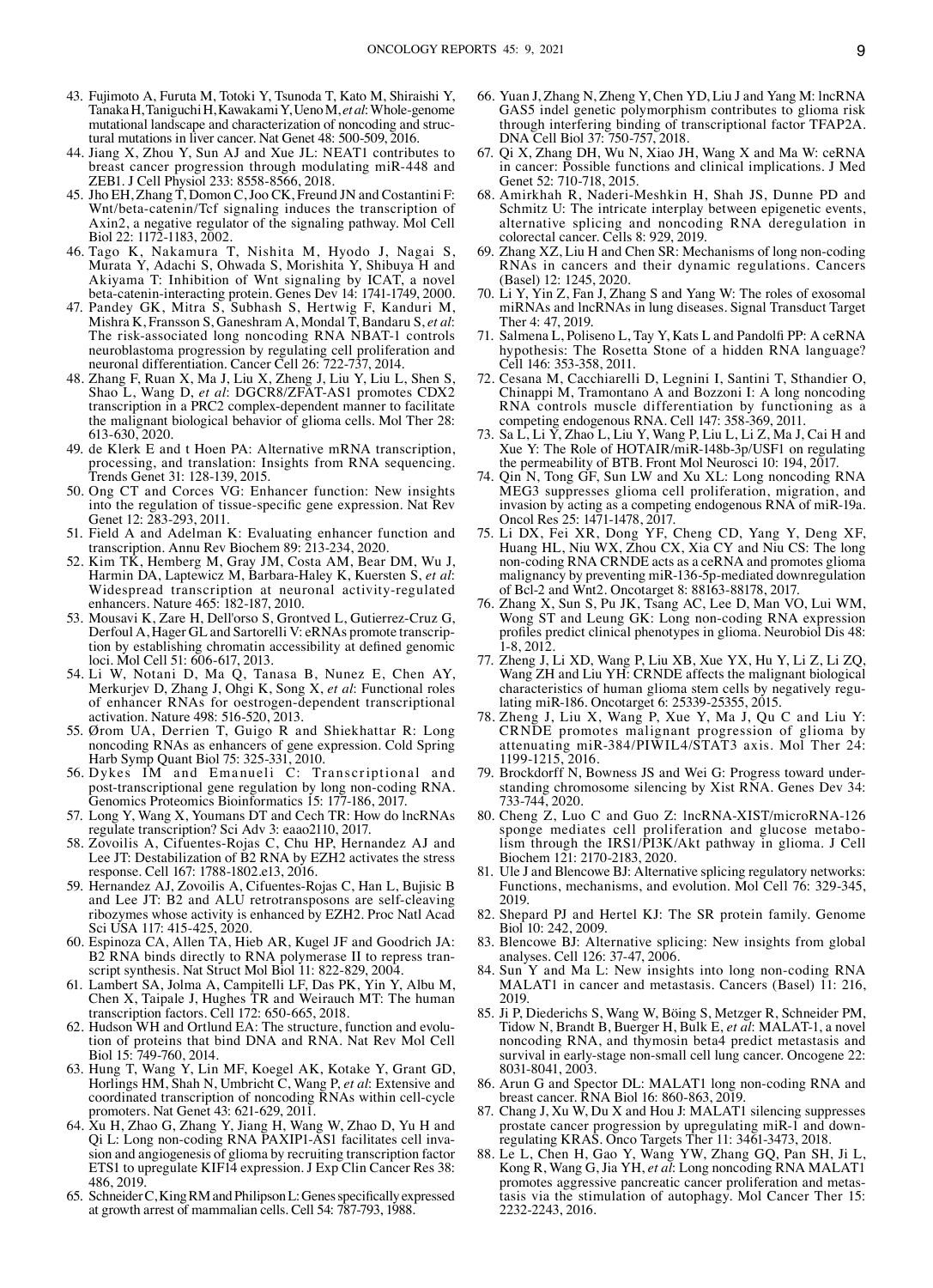43. Fujimoto A, Furuta M, Totoki Y, Tsunoda T, Kato M, Shiraishi Y, Tanaka H, Taniguchi H, Kawakami Y, Ueno M, *et al*: Whole-genome mutational landscape and characterization of noncoding and structural mutations in liver cancer. Nat Genet 48: 500-509, 2016.
44. Jiang X, Zhou Y, Sun AJ and Xue JL: NEAT1 contributes to breast cancer progression through modulating miR-448 and ZEB1. J Cell Physiol 233: 8558-8566, 2018.
45. Jho EH, Zhang T, Domon C, Joo CK, Freund JN and Costantini F: Wnt/beta-catenin/Tcf signaling induces the transcription of Axin2, a negative regulator of the signaling pathway. Mol Cell Biol 22: 1172-1183, 2002.
46. Tago K, Nakamura T, Nishita M, Hyodo J, Nagai S, Murata Y, Adachi S, Ohwada S, Morishita Y, Shibuya H and Akiyama T: Inhibition of Wnt signaling by ICAT, a novel beta-catenin-interacting protein. Genes Dev 14: 1741-1749, 2000.
47. Pandey GK, Mitra S, Subhash S, Hertwig F, Kanduri M, Mishra K, Fransson S, Ganeshram A, Mondal T, Bandaru S, *et al*: The risk-associated long noncoding RNA NBAT-1 controls neuroblastoma progression by regulating cell proliferation and neuronal differentiation. Cancer Cell 26: 722-737, 2014.
48. Zhang F, Ruan X, Ma J, Liu X, Zheng J, Liu Y, Liu L, Shen S, Shao L, Wang D, *et al*: DGCR8/ZFAT-AS1 promotes CDX2 transcription in a PRC2 complex-dependent manner to facilitate the malignant biological behavior of glioma cells. Mol Ther 28: 613-630, 2020.
49. de Klerk E and t Hoen PA: Alternative mRNA transcription, processing, and translation: Insights from RNA sequencing. Trends Genet 31: 128-139, 2015.
50. Ong CT and Corces VG: Enhancer function: New insights into the regulation of tissue-specific gene expression. Nat Rev Genet 12: 283-293, 2011.
51. Field A and Adelman K: Evaluating enhancer function and transcription. Annu Rev Biochem 89: 213-234, 2020.
52. Kim TK, Hemberg M, Gray JM, Costa AM, Bear DM, Wu J, Harmin DA, Laptewicz M, Barbara-Haley K, Kuersten S, *et al*: Widespread transcription at neuronal activity-regulated enhancers. Nature 465: 182-187, 2010.
53. Mousavi K, Zare H, Dell'orso S, Grontved L, Gutierrez-Cruz G, Derfoul A, Hager GL and Sartorelli V: eRNAs promote transcription by establishing chromatin accessibility at defined genomic loci. Mol Cell 51: 606-617, 2013.
54. Li W, Notani D, Ma Q, Tanasa B, Nunez E, Chen AY, Merkurjev D, Zhang J, Ohgi K, Song X, *et al*: Functional roles of enhancer RNAs for oestrogen-dependent transcriptional activation. Nature 498: 516-520, 2013.
55. Ørom UA, Derrien T, Guigo R and Shiekhattar R: Long noncoding RNAs as enhancers of gene expression. Cold Spring Harb Symp Quant Biol 75: 325-331, 2010.
56. Dykes IM and Emanueli C: Transcriptional and post-transcriptional gene regulation by long non-coding RNA. Genomics Proteomics Bioinformatics 15: 177-186, 2017.
57. Long Y, Wang X, Youmans DT and Cech TR: How do lncRNAs regulate transcription? Sci Adv 3: eaao2110, 2017.
58. Zovoilis A, Cifuentes-Rojas C, Chu HP, Hernandez AJ and Lee JT: Destabilization of B2 RNA by EZH2 activates the stress response. Cell 167: 1788-1802.e13, 2016.
59. Hernandez AJ, Zovoilis A, Cifuentes-Rojas C, Han L, Bujisic B and Lee JT: B2 and ALU retrotransposons are self-cleaving ribozymes whose activity is enhanced by EZH2. Proc Natl Acad Sci USA 117: 415-425, 2020.
60. Espinoza CA, Allen TA, Hieb AR, Kugel JF and Goodrich JA: B2 RNA binds directly to RNA polymerase II to repress transcript synthesis. Nat Struct Mol Biol 11: 822-829, 2004.
61. Lambert SA, Jolma A, Campitelli LF, Das PK, Yin Y, Albu M, Chen X, Taipale J, Hughes TR and Weirauch MT: The human transcription factors. Cell 172: 650-665, 2018.
62. Hudson WH and Ortlund EA: The structure, function and evolution of proteins that bind DNA and RNA. Nat Rev Mol Cell Biol 15: 749-760, 2014.
63. Hung T, Wang Y, Lin MF, Koegel AK, Kotake Y, Grant GD, Horlings HM, Shah N, Umbricht C, Wang P, *et al*: Extensive and coordinated transcription of noncoding RNAs within cell-cycle promoters. Nat Genet 43: 621-629, 2011.
64. Xu H, Zhao G, Zhang Y, Jiang H, Wang W, Zhao D, Yu H and Qi L: Long non-coding RNA PAXIP1-AS1 facilitates cell invasion and angiogenesis of glioma by recruiting transcription factor ETS1 to upregulate KIF14 expression. J Exp Clin Cancer Res 38: 486, 2019.
65. Schneider C, King RM and Philipson L: Genes specifically expressed at growth arrest of mammalian cells. Cell 54: 787-793, 1988.
66. Yuan J, Zhang N, Zheng Y, Chen YD, Liu J and Yang M: lncRNA GAS5 indel genetic polymorphism contributes to glioma risk through interfering binding of transcriptional factor TFAP2A. DNA Cell Biol 37: 750-757, 2018.
67. Qi X, Zhang DH, Wu N, Xiao JH, Wang X and Ma W: ceRNA in cancer: Possible functions and clinical implications. J Med Genet 52: 710-718, 2015.
68. Amirkhah R, Naderi-Meshkin H, Shah JS, Dunne PD and Schmitz U: The intricate interplay between epigenetic events, alternative splicing and noncoding RNA deregulation in colorectal cancer. Cells 8: 929, 2019.
69. Zhang XZ, Liu H and Chen SR: Mechanisms of long non-coding RNAs in cancers and their dynamic regulations. Cancers (Basel) 12: 1245, 2020.
70. Li Y, Yin Z, Fan J, Zhang S and Yang W: The roles of exosomal miRNAs and lncRNAs in lung diseases. Signal Transduct Target Ther 4: 47, 2019.
71. Salmena L, Poliseno L, Tay Y, Kats L and Pandolfi PP: A ceRNA hypothesis: The Rosetta Stone of a hidden RNA language? Cell 146: 353-358, 2011.
72. Cesana M, Cacchiarelli D, Legnini I, Santini T, Sthandier O, Chinappi M, Tramontano A and Bozzoni I: A long noncoding RNA controls muscle differentiation by functioning as a competing endogenous RNA. Cell 147: 358-369, 2011.
73. Sa L, Li Y, Zhao L, Liu Y, Wang P, Liu L, Li Z, Ma J, Cai H and Xue Y: The Role of HOTAIR/miR-148b-3p/USF1 on regulating the permeability of BTB. Front Mol Neurosci 10: 194, 2017.
74. Qin N, Tong GF, Sun LW and Xu XL: Long noncoding RNA MEG3 suppresses glioma cell proliferation, migration, and invasion by acting as a competing endogenous RNA of miR-19a. Oncol Res 25: 1471-1478, 2017.
75. Li DX, Fei XR, Dong YF, Cheng CD, Yang Y, Deng XF, Huang HL, Niu WX, Zhou CX, Xia CY and Niu CS: The long non-coding RNA CRNDE acts as a ceRNA and promotes glioma malignancy by preventing miR-136-5p-mediated downregulation of Bcl-2 and Wnt2. Oncotarget 8: 88163-88178, 2017.
76. Zhang X, Sun S, Pu JK, Tsang AC, Lee D, Man VO, Lui WM, Wong ST and Leung GK: Long non-coding RNA expression profiles predict clinical phenotypes in glioma. Neurobiol Dis 48: 1-8, 2012.
77. Zheng J, Li XD, Wang P, Liu XB, Xue YX, Hu Y, Li Z, Li ZQ, Wang ZH and Liu YH: CRNDE affects the malignant biological characteristics of human glioma stem cells by negatively regulating miR-186. Oncotarget 6: 25339-25355, 2015.
78. Zheng J, Liu X, Wang P, Xue Y, Ma J, Qu C and Liu Y: CRNDE promotes malignant progression of glioma by attenuating miR-384/PIWIL4/STAT3 axis. Mol Ther 24: 1199-1215, 2016.
79. Brockdorff N, Bowness JS and Wei G: Progress toward understanding chromosome silencing by Xist RNA. Genes Dev 34: 733-744, 2020.
80. Cheng Z, Luo C and Guo Z: lncRNA-XIST/microRNA-126 sponge mediates cell proliferation and glucose metabolism through the IRS1/PI3K/Akt pathway in glioma. J Cell Biochem 121: 2170-2183, 2020.
81. Ule J and Blencowe BJ: Alternative splicing regulatory networks: Functions, mechanisms, and evolution. Mol Cell 76: 329-345, 2019.
82. Shepard PJ and Hertel KJ: The SR protein family. Genome Biol 10: 242, 2009.
83. Blencowe BJ: Alternative splicing: New insights from global analyses. Cell 126: 37-47, 2006.
84. Sun Y and Ma L: New insights into long non-coding RNA MALAT1 in cancer and metastasis. Cancers (Basel) 11: 216, 2019.
85. Ji P, Diederichs S, Wang W, Böing S, Metzger R, Schneider PM, Tidow N, Brandt B, Buerger H, Bulk E, *et al*: MALAT-1, a novel noncoding RNA, and thymosin beta4 predict metastasis and survival in early-stage non-small cell lung cancer. Oncogene 22: 8031-8041, 2003.
86. Arun G and Spector DL: MALAT1 long non-coding RNA and breast cancer. RNA Biol 16: 860-863, 2019.
87. Chang J, Xu W, Du X and Hou J: MALAT1 silencing suppresses prostate cancer progression by upregulating miR-1 and downregulating KRAS. Onco Targets Ther 11: 3461-3473, 2018.
88. Le L, Chen H, Gao Y, Wang YW, Zhang GQ, Pan SH, Ji L, Kong R, Wang G, Jia YH, *et al*: Long noncoding RNA MALAT1 promotes aggressive pancreatic cancer proliferation and metastasis via the stimulation of autophagy. Mol Cancer Ther 15: 2232-2243, 2016.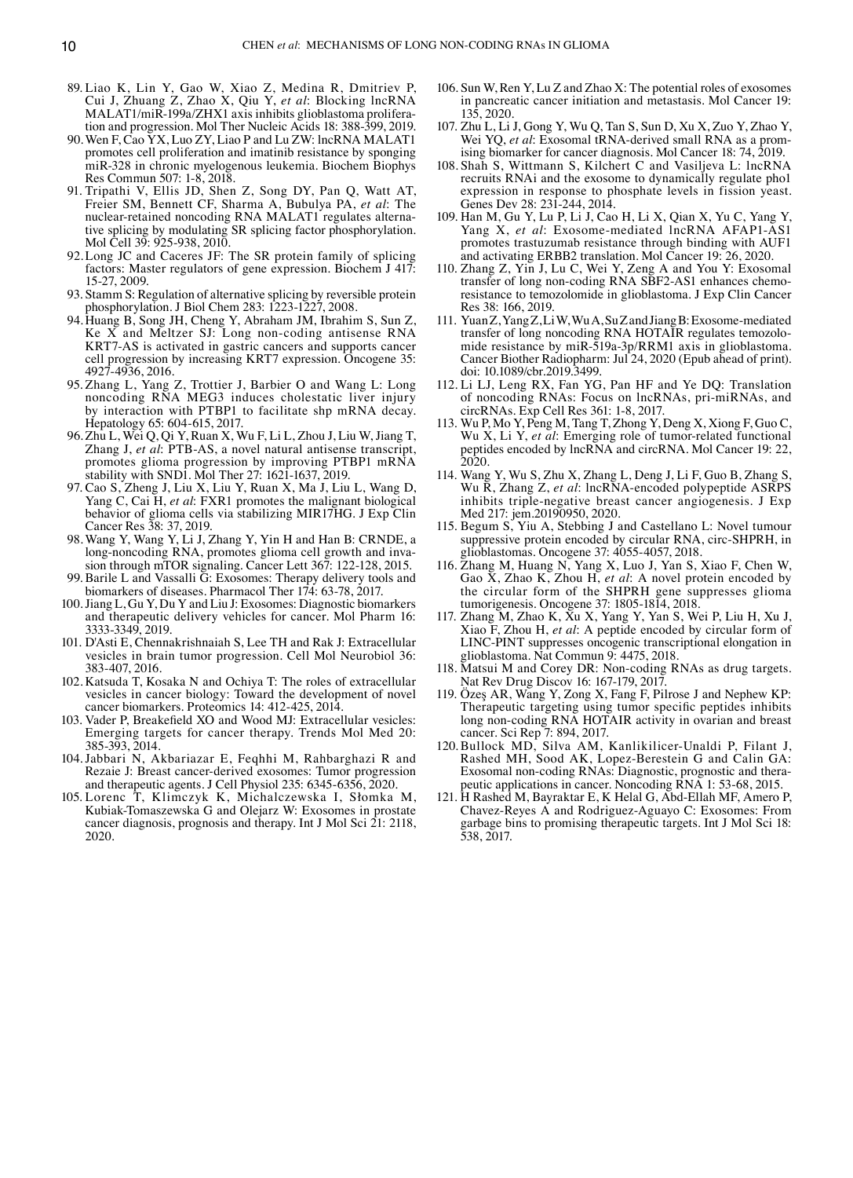89. Liao K, Lin Y, Gao W, Xiao Z, Medina R, Dmitriev P, Cui J, Zhuang Z, Zhao X, Qiu Y, *et al*: Blocking lncRNA MALAT1/miR-199a/ZHX1 axis inhibits glioblastoma proliferation and progression. Mol Ther Nucleic Acids 18: 388-399, 2019.
90. Wen F, Cao YX, Luo ZY, Liao P and Lu ZW: lncRNA MALAT1 promotes cell proliferation and imatinib resistance by sponging miR-328 in chronic myelogenous leukemia. Biochem Biophys Res Commun 507: 1-8, 2018.
91. Tripathi V, Ellis JD, Shen Z, Song DY, Pan Q, Watt AT, Freier SM, Bennett CF, Sharma A, Bubulya PA, *et al*: The nuclear-retained noncoding RNA MALAT1 regulates alternative splicing by modulating SR splicing factor phosphorylation. Mol Cell 39: 925-938, 2010.
92. Long JC and Caceres JF: The SR protein family of splicing factors: Master regulators of gene expression. Biochem J 417: 15-27, 2009.
93. Stamm S: Regulation of alternative splicing by reversible protein phosphorylation. J Biol Chem 283: 1223-1227, 2008.
94. Huang B, Song JH, Cheng Y, Abraham JM, Ibrahim S, Sun Z, Ke X and Meltzer SJ: Long non-coding antisense RNA KRT7-AS is activated in gastric cancers and supports cancer cell progression by increasing KRT7 expression. Oncogene 35: 4927-4936, 2016.
95. Zhang L, Yang Z, Trottier J, Barbier O and Wang L: Long noncoding RNA MEG3 induces cholestatic liver injury by interaction with PTBP1 to facilitate shp mRNA decay. Hepatology 65: 604-615, 2017.
96. Zhu L, Wei Q, Qi Y, Ruan X, Wu F, Li L, Zhou J, Liu W, Jiang T, Zhang J, *et al*: PTB-AS, a novel natural antisense transcript, promotes glioma progression by improving PTBP1 mRNA stability with SND1. Mol Ther 27: 1621-1637, 2019.
97. Cao S, Zheng J, Liu X, Liu Y, Ruan X, Ma J, Liu L, Wang D, Yang C, Cai H, *et al*: FXR1 promotes the malignant biological behavior of glioma cells via stabilizing MIR17HG. J Exp Clin Cancer Res 38: 37, 2019.
98. Wang Y, Wang Y, Li J, Zhang Y, Yin H and Han B: CRNDE, a long-noncoding RNA, promotes glioma cell growth and invasion through mTOR signaling. Cancer Lett 367: 122-128, 2015.
99. Barile L and Vassalli G: Exosomes: Therapy delivery tools and biomarkers of diseases. Pharmacol Ther 174: 63-78, 2017.
100. Jiang L, Gu Y, Du Y and Liu J: Exosomes: Diagnostic biomarkers and therapeutic delivery vehicles for cancer. Mol Pharm 16: 3333-3349, 2019.
101. D'Asti E, Chennakrishnaiah S, Lee TH and Rak J: Extracellular vesicles in brain tumor progression. Cell Mol Neurobiol 36: 383-407, 2016.
102. Katsuda T, Kosaka N and Ochiya T: The roles of extracellular vesicles in cancer biology: Toward the development of novel cancer biomarkers. Proteomics 14: 412-425, 2014.
103. Vader P, Breakefield XO and Wood MJ: Extracellular vesicles: Emerging targets for cancer therapy. Trends Mol Med 20: 385-393, 2014.
104. Jabbari N, Akbariazar E, Feqhhi M, Rahbarghazi R and Rezaie J: Breast cancer-derived exosomes: Tumor progression and therapeutic agents. J Cell Physiol 235: 6345-6356, 2020.
105. Lorenc T, Klimczyk K, Michalczewska I, Słomka M, Kubiak-Tomaszewska G and Olejarz W: Exosomes in prostate cancer diagnosis, prognosis and therapy. Int J Mol Sci 21: 2118, 2020.
106. Sun W, Ren Y, Lu Z and Zhao X: The potential roles of exosomes in pancreatic cancer initiation and metastasis. Mol Cancer 19: 135, 2020.
107. Zhu L, Li J, Gong Y, Wu Q, Tan S, Sun D, Xu X, Zuo Y, Zhao Y, Wei YQ, *et al*: Exosomal tRNA-derived small RNA as a promising biomarker for cancer diagnosis. Mol Cancer 18: 74, 2019.
108. Shah S, Wittmann S, Kilchert C and Vasiljeva L: lncRNA recruits RNAi and the exosome to dynamically regulate pho1 expression in response to phosphate levels in fission yeast. Genes Dev 28: 231-244, 2014.
109. Han M, Gu Y, Lu P, Li J, Cao H, Li X, Qian X, Yu C, Yang Y, Yang X, *et al*: Exosome-mediated lncRNA AFAP1-AS1 promotes trastuzumab resistance through binding with AUF1 and activating ERBB2 translation. Mol Cancer 19: 26, 2020.
110. Zhang Z, Yin J, Lu C, Wei Y, Zeng A and You Y: Exosomal transfer of long non-coding RNA SBF2-AS1 enhances chemoresistance to temozolomide in glioblastoma. J Exp Clin Cancer Res 38: 166, 2019.
111. Yuan Z, Yang Z, Li W, Wu A, Su Z and Jiang B: Exosome-mediated transfer of long noncoding RNA HOTAIR regulates temozolomide resistance by miR-519a-3p/RRM1 axis in glioblastoma. Cancer Biother Radiopharm: Jul 24, 2020 (Epub ahead of print). doi: 10.1089/cbr.2019.3499.
112. Li LJ, Leng RX, Fan YG, Pan HF and Ye DQ: Translation of noncoding RNAs: Focus on lncRNAs, pri-miRNAs, and circRNAs. Exp Cell Res 361: 1-8, 2017.
113. Wu P, Mo Y, Peng M, Tang T, Zhong Y, Deng X, Xiong F, Guo C, Wu X, Li Y, *et al*: Emerging role of tumor-related functional peptides encoded by lncRNA and circRNA. Mol Cancer 19: 22, 2020.
114. Wang Y, Wu S, Zhu X, Zhang L, Deng J, Li F, Guo B, Zhang S, Wu R, Zhang Z, *et al*: lncRNA-encoded polypeptide ASRPS inhibits triple-negative breast cancer angiogenesis. J Exp Med 217: jem.20190950, 2020.
115. Begum S, Yiu A, Stebbing J and Castellano L: Novel tumour suppressive protein encoded by circular RNA, circ-SHPRH, in glioblastomas. Oncogene 37: 4055-4057, 2018.
116. Zhang M, Huang N, Yang X, Luo J, Yan S, Xiao F, Chen W, Gao X, Zhao K, Zhou H, *et al*: A novel protein encoded by the circular form of the SHPRH gene suppresses glioma tumorigenesis. Oncogene 37: 1805-1814, 2018.
117. Zhang M, Zhao K, Xu X, Yang Y, Yan S, Wei P, Liu H, Xu J, Xiao F, Zhou H, *et al*: A peptide encoded by circular form of LINC-PINT suppresses oncogenic transcriptional elongation in glioblastoma. Nat Commun 9: 4475, 2018.
118. Matsui M and Corey DR: Non-coding RNAs as drug targets. Nat Rev Drug Discov 16: 167-179, 2017.
119. Özeş AR, Wang Y, Zong X, Fang F, Pilrose J and Nephew KP: Therapeutic targeting using tumor specific peptides inhibits long non-coding RNA HOTAIR activity in ovarian and breast cancer. Sci Rep 7: 894, 2017.
120. Bullock MD, Silva AM, Kanlikilicer-Unaldi P, Filant J, Rashed MH, Sood AK, Lopez-Berestein G and Calin GA: Exosomal non-coding RNAs: Diagnostic, prognostic and therapeutic applications in cancer. Noncoding RNA 1: 53-68, 2015.
121. H Rashed M, Bayraktar E, K Helal G, Abd-Ellah MF, Amero P, Chavez-Reyes A and Rodriguez-Aguayo C: Exosomes: From garbage bins to promising therapeutic targets. Int J Mol Sci 18: 538, 2017.